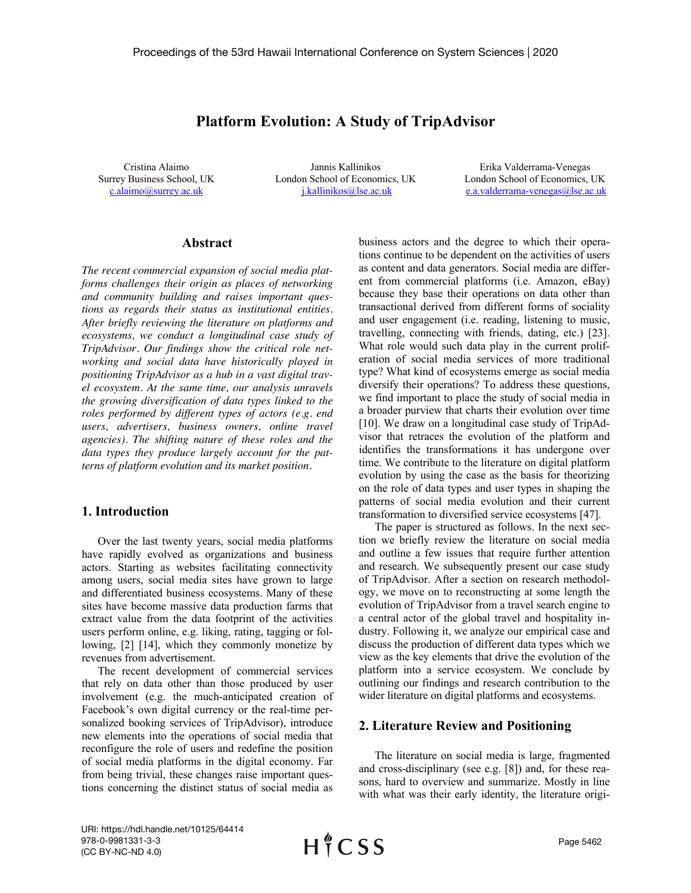# Platform Evolution: A Study of TripAdvisor

Cristina Alaimo
Surrey Business School, UK
c.alaimo@surrey.ac.uk

Jannis Kallinikos
London School of Economics, UK
j.kallinikos@lse.ac.uk

Erika Valderrama-Venegas
London School of Economics, UK
e.a.valderrama-venegas@lse.ac.uk

## Abstract

*The recent commercial expansion of social media platforms challenges their origin as places of networking and community building and raises important questions as regards their status as institutional entities. After briefly reviewing the literature on platforms and ecosystems, we conduct a longitudinal case study of TripAdvisor. Our findings show the critical role networking and social data have historically played in positioning TripAdvisor as a hub in a vast digital travel ecosystem. At the same time, our analysis unravels the growing diversification of data types linked to the roles performed by different types of actors (e.g. end users, advertisers, business owners, online travel agencies). The shifting nature of these roles and the data types they produce largely account for the patterns of platform evolution and its market position.*

## 1. Introduction

Over the last twenty years, social media platforms have rapidly evolved as organizations and business actors. Starting as websites facilitating connectivity among users, social media sites have grown to large and differentiated business ecosystems. Many of these sites have become massive data production farms that extract value from the data footprint of the activities users perform online, e.g. liking, rating, tagging or following, [2] [14], which they commonly monetize by revenues from advertisement.

The recent development of commercial services that rely on data other than those produced by user involvement (e.g. the much-anticipated creation of Facebook's own digital currency or the real-time personalized booking services of TripAdvisor), introduce new elements into the operations of social media that reconfigure the role of users and redefine the position of social media platforms in the digital economy. Far from being trivial, these changes raise important questions concerning the distinct status of social media as business actors and the degree to which their operations continue to be dependent on the activities of users as content and data generators. Social media are different from commercial platforms (i.e. Amazon, eBay) because they base their operations on data other than transactional derived from different forms of sociality and user engagement (i.e. reading, listening to music, travelling, connecting with friends, dating, etc.) [23]. What role would such data play in the current proliferation of social media services of more traditional type? What kind of ecosystems emerge as social media diversify their operations? To address these questions, we find important to place the study of social media in a broader purview that charts their evolution over time [10]. We draw on a longitudinal case study of TripAdvisor that retraces the evolution of the platform and identifies the transformations it has undergone over time. We contribute to the literature on digital platform evolution by using the case as the basis for theorizing on the role of data types and user types in shaping the patterns of social media evolution and their current transformation to diversified service ecosystems [47].

The paper is structured as follows. In the next section we briefly review the literature on social media and outline a few issues that require further attention and research. We subsequently present our case study of TripAdvisor. After a section on research methodology, we move on to reconstructing at some length the evolution of TripAdvisor from a travel search engine to a central actor of the global travel and hospitality industry. Following it, we analyze our empirical case and discuss the production of different data types which we view as the key elements that drive the evolution of the platform into a service ecosystem. We conclude by outlining our findings and research contribution to the wider literature on digital platforms and ecosystems.

## 2. Literature Review and Positioning

The literature on social media is large, fragmented and cross-disciplinary (see e.g. [8]) and, for these reasons, hard to overview and summarize. Mostly in line with what was their early identity, the literature origi-

URI: https://hdl.handle.net/10125/64414
978-0-9981331-3-3
(CC BY-NC-ND 4.0)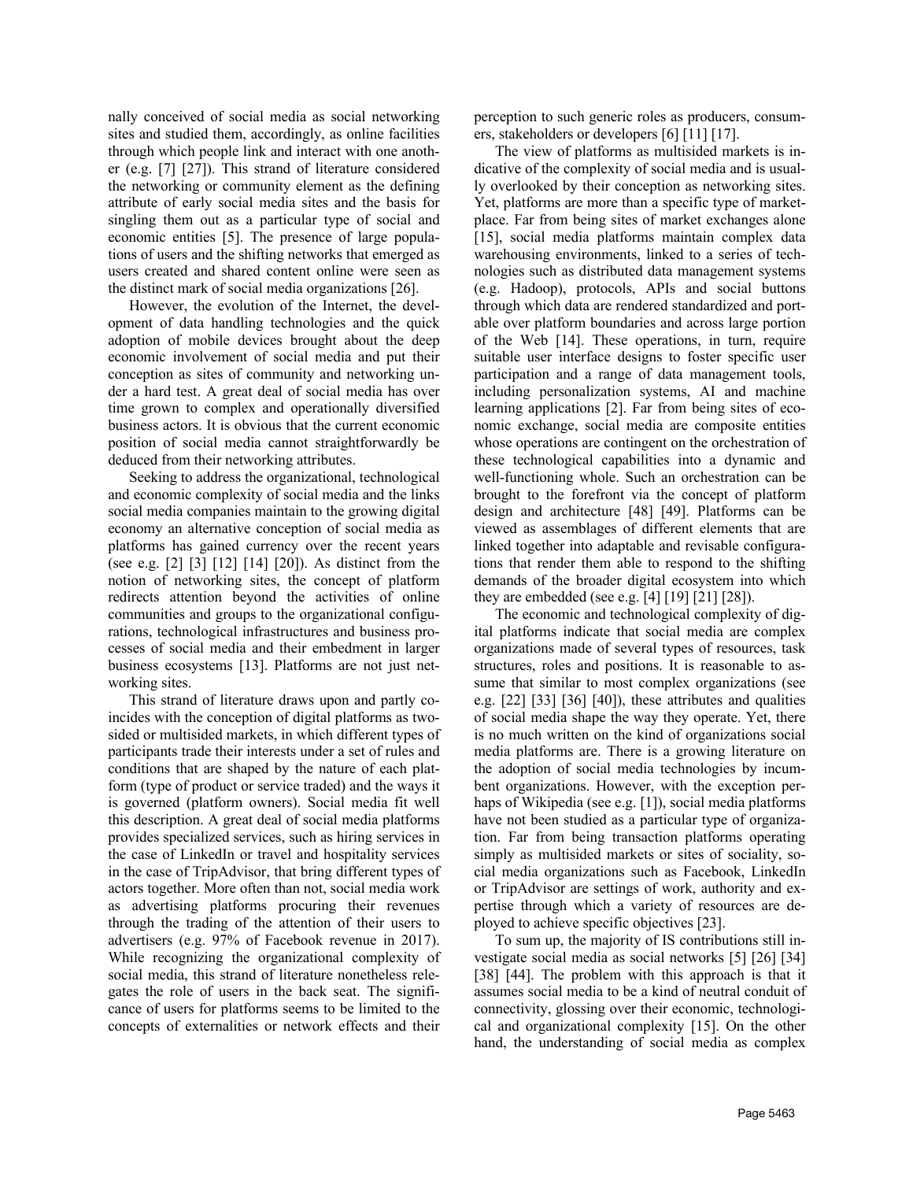nally conceived of social media as social networking sites and studied them, accordingly, as online facilities through which people link and interact with one another (e.g. [7] [27]). This strand of literature considered the networking or community element as the defining attribute of early social media sites and the basis for singling them out as a particular type of social and economic entities [5]. The presence of large populations of users and the shifting networks that emerged as users created and shared content online were seen as the distinct mark of social media organizations [26].

However, the evolution of the Internet, the development of data handling technologies and the quick adoption of mobile devices brought about the deep economic involvement of social media and put their conception as sites of community and networking under a hard test. A great deal of social media has over time grown to complex and operationally diversified business actors. It is obvious that the current economic position of social media cannot straightforwardly be deduced from their networking attributes.

Seeking to address the organizational, technological and economic complexity of social media and the links social media companies maintain to the growing digital economy an alternative conception of social media as platforms has gained currency over the recent years (see e.g. [2] [3] [12] [14] [20]). As distinct from the notion of networking sites, the concept of platform redirects attention beyond the activities of online communities and groups to the organizational configurations, technological infrastructures and business processes of social media and their embedment in larger business ecosystems [13]. Platforms are not just networking sites.

This strand of literature draws upon and partly coincides with the conception of digital platforms as two-sided or multisided markets, in which different types of participants trade their interests under a set of rules and conditions that are shaped by the nature of each platform (type of product or service traded) and the ways it is governed (platform owners). Social media fit well this description. A great deal of social media platforms provides specialized services, such as hiring services in the case of LinkedIn or travel and hospitality services in the case of TripAdvisor, that bring different types of actors together. More often than not, social media work as advertising platforms procuring their revenues through the trading of the attention of their users to advertisers (e.g. 97% of Facebook revenue in 2017). While recognizing the organizational complexity of social media, this strand of literature nonetheless relegates the role of users in the back seat. The significance of users for platforms seems to be limited to the concepts of externalities or network effects and their perception to such generic roles as producers, consumers, stakeholders or developers [6] [11] [17].

The view of platforms as multisided markets is indicative of the complexity of social media and is usually overlooked by their conception as networking sites. Yet, platforms are more than a specific type of marketplace. Far from being sites of market exchanges alone [15], social media platforms maintain complex data warehousing environments, linked to a series of technologies such as distributed data management systems (e.g. Hadoop), protocols, APIs and social buttons through which data are rendered standardized and portable over platform boundaries and across large portion of the Web [14]. These operations, in turn, require suitable user interface designs to foster specific user participation and a range of data management tools, including personalization systems, AI and machine learning applications [2]. Far from being sites of economic exchange, social media are composite entities whose operations are contingent on the orchestration of these technological capabilities into a dynamic and well-functioning whole. Such an orchestration can be brought to the forefront via the concept of platform design and architecture [48] [49]. Platforms can be viewed as assemblages of different elements that are linked together into adaptable and revisable configurations that render them able to respond to the shifting demands of the broader digital ecosystem into which they are embedded (see e.g. [4] [19] [21] [28]).

The economic and technological complexity of digital platforms indicate that social media are complex organizations made of several types of resources, task structures, roles and positions. It is reasonable to assume that similar to most complex organizations (see e.g. [22] [33] [36] [40]), these attributes and qualities of social media shape the way they operate. Yet, there is no much written on the kind of organizations social media platforms are. There is a growing literature on the adoption of social media technologies by incumbent organizations. However, with the exception perhaps of Wikipedia (see e.g. [1]), social media platforms have not been studied as a particular type of organization. Far from being transaction platforms operating simply as multisided markets or sites of sociality, social media organizations such as Facebook, LinkedIn or TripAdvisor are settings of work, authority and expertise through which a variety of resources are deployed to achieve specific objectives [23].

To sum up, the majority of IS contributions still investigate social media as social networks [5] [26] [34] [38] [44]. The problem with this approach is that it assumes social media to be a kind of neutral conduit of connectivity, glossing over their economic, technological and organizational complexity [15]. On the other hand, the understanding of social media as complex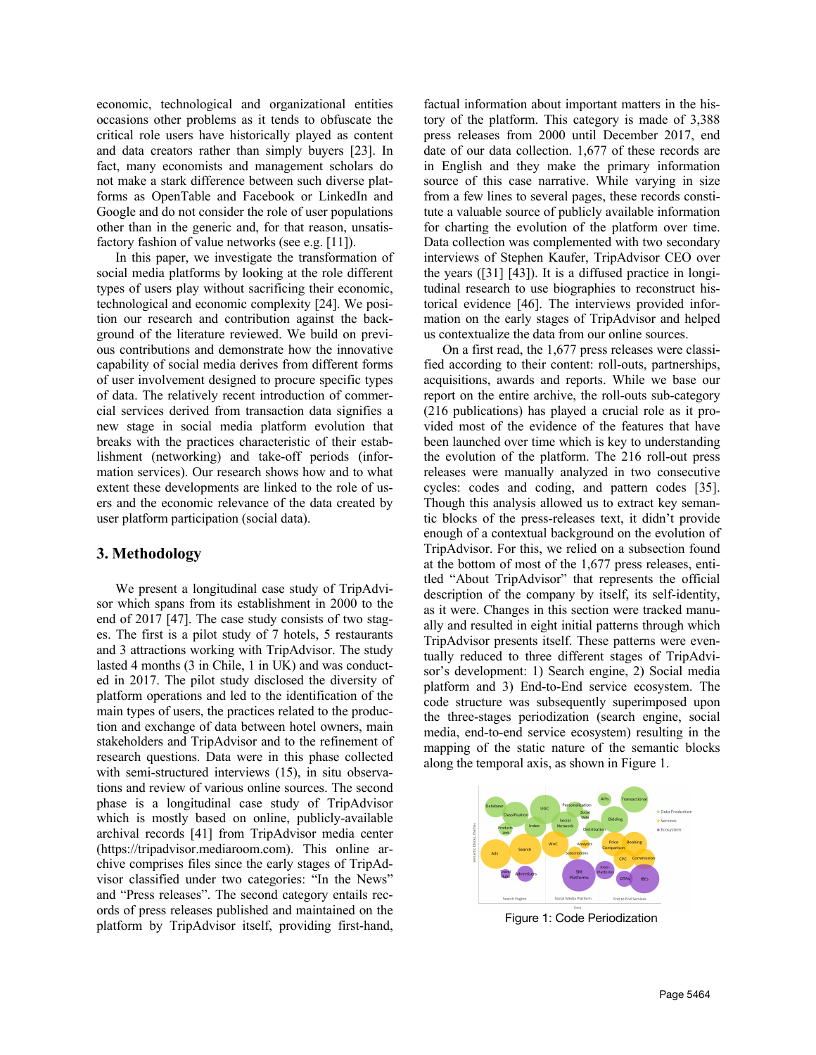economic, technological and organizational entities occasions other problems as it tends to obfuscate the critical role users have historically played as content and data creators rather than simply buyers [23]. In fact, many economists and management scholars do not make a stark difference between such diverse platforms as OpenTable and Facebook or LinkedIn and Google and do not consider the role of user populations other than in the generic and, for that reason, unsatisfactory fashion of value networks (see e.g. [11]).

In this paper, we investigate the transformation of social media platforms by looking at the role different types of users play without sacrificing their economic, technological and economic complexity [24]. We position our research and contribution against the background of the literature reviewed. We build on previous contributions and demonstrate how the innovative capability of social media derives from different forms of user involvement designed to procure specific types of data. The relatively recent introduction of commercial services derived from transaction data signifies a new stage in social media platform evolution that breaks with the practices characteristic of their establishment (networking) and take-off periods (information services). Our research shows how and to what extent these developments are linked to the role of users and the economic relevance of the data created by user platform participation (social data).

## 3. Methodology

We present a longitudinal case study of TripAdvisor which spans from its establishment in 2000 to the end of 2017 [47]. The case study consists of two stages. The first is a pilot study of 7 hotels, 5 restaurants and 3 attractions working with TripAdvisor. The study lasted 4 months (3 in Chile, 1 in UK) and was conducted in 2017. The pilot study disclosed the diversity of platform operations and led to the identification of the main types of users, the practices related to the production and exchange of data between hotel owners, main stakeholders and TripAdvisor and to the refinement of research questions. Data were in this phase collected with semi-structured interviews (15), in situ observations and review of various online sources. The second phase is a longitudinal case study of TripAdvisor which is mostly based on online, publicly-available archival records [41] from TripAdvisor media center (https://tripadvisor.mediaroom.com). This online archive comprises files since the early stages of TripAdvisor classified under two categories: "In the News" and "Press releases". The second category entails records of press releases published and maintained on the platform by TripAdvisor itself, providing first-hand, factual information about important matters in the history of the platform. This category is made of 3,388 press releases from 2000 until December 2017, end date of our data collection. 1,677 of these records are in English and they make the primary information source of this case narrative. While varying in size from a few lines to several pages, these records constitute a valuable source of publicly available information for charting the evolution of the platform over time. Data collection was complemented with two secondary interviews of Stephen Kaufer, TripAdvisor CEO over the years ([31] [43]). It is a diffused practice in longitudinal research to use biographies to reconstruct historical evidence [46]. The interviews provided information on the early stages of TripAdvisor and helped us contextualize the data from our online sources.

On a first read, the 1,677 press releases were classified according to their content: roll-outs, partnerships, acquisitions, awards and reports. While we base our report on the entire archive, the roll-outs sub-category (216 publications) has played a crucial role as it provided most of the evidence of the features that have been launched over time which is key to understanding the evolution of the platform. The 216 roll-out press releases were manually analyzed in two consecutive cycles: codes and coding, and pattern codes [35]. Though this analysis allowed us to extract key semantic blocks of the press-releases text, it didn't provide enough of a contextual background on the evolution of TripAdvisor. For this, we relied on a subsection found at the bottom of most of the 1,677 press releases, entitled "About TripAdvisor" that represents the official description of the company by itself, its self-identity, as it were. Changes in this section were tracked manually and resulted in eight initial patterns through which TripAdvisor presents itself. These patterns were eventually reduced to three different stages of TripAdvisor's development: 1) Search engine, 2) Social media platform and 3) End-to-End service ecosystem. The code structure was subsequently superimposed upon the three-stages periodization (search engine, social media, end-to-end service ecosystem) resulting in the mapping of the static nature of the semantic blocks along the temporal axis, as shown in Figure 1.

Figure 1: Code Periodization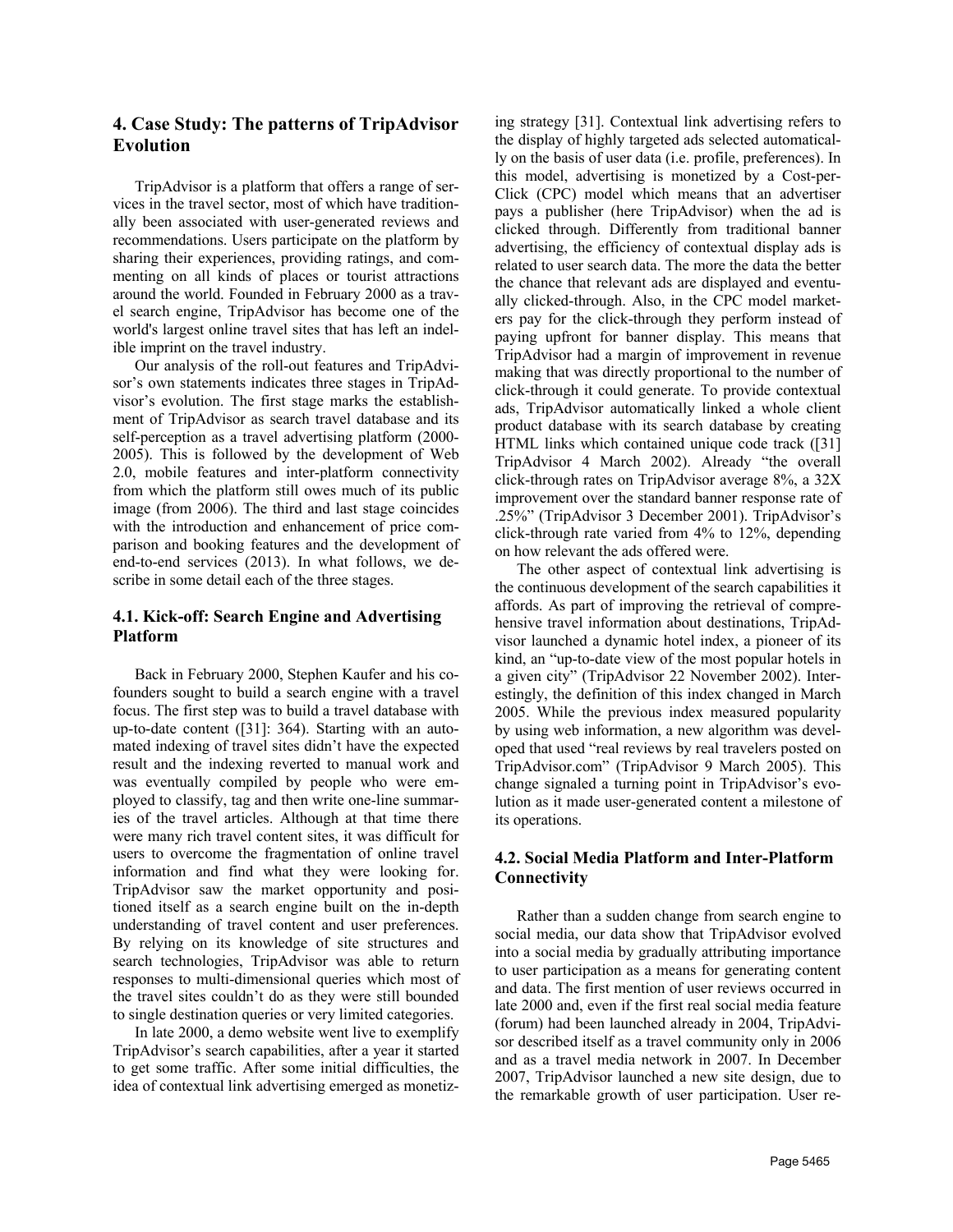## 4. Case Study: The patterns of TripAdvisor Evolution

TripAdvisor is a platform that offers a range of services in the travel sector, most of which have traditionally been associated with user-generated reviews and recommendations. Users participate on the platform by sharing their experiences, providing ratings, and commenting on all kinds of places or tourist attractions around the world. Founded in February 2000 as a travel search engine, TripAdvisor has become one of the world's largest online travel sites that has left an indelible imprint on the travel industry.

Our analysis of the roll-out features and TripAdvisor's own statements indicates three stages in TripAdvisor's evolution. The first stage marks the establishment of TripAdvisor as search travel database and its self-perception as a travel advertising platform (2000-2005). This is followed by the development of Web 2.0, mobile features and inter-platform connectivity from which the platform still owes much of its public image (from 2006). The third and last stage coincides with the introduction and enhancement of price comparison and booking features and the development of end-to-end services (2013). In what follows, we describe in some detail each of the three stages.

### 4.1. Kick-off: Search Engine and Advertising Platform

Back in February 2000, Stephen Kaufer and his cofounders sought to build a search engine with a travel focus. The first step was to build a travel database with up-to-date content ([31]: 364). Starting with an automated indexing of travel sites didn't have the expected result and the indexing reverted to manual work and was eventually compiled by people who were employed to classify, tag and then write one-line summaries of the travel articles. Although at that time there were many rich travel content sites, it was difficult for users to overcome the fragmentation of online travel information and find what they were looking for. TripAdvisor saw the market opportunity and positioned itself as a search engine built on the in-depth understanding of travel content and user preferences. By relying on its knowledge of site structures and search technologies, TripAdvisor was able to return responses to multi-dimensional queries which most of the travel sites couldn't do as they were still bounded to single destination queries or very limited categories.

In late 2000, a demo website went live to exemplify TripAdvisor's search capabilities, after a year it started to get some traffic. After some initial difficulties, the idea of contextual link advertising emerged as monetizing strategy [31]. Contextual link advertising refers to the display of highly targeted ads selected automatically on the basis of user data (i.e. profile, preferences). In this model, advertising is monetized by a Cost-per-Click (CPC) model which means that an advertiser pays a publisher (here TripAdvisor) when the ad is clicked through. Differently from traditional banner advertising, the efficiency of contextual display ads is related to user search data. The more the data the better the chance that relevant ads are displayed and eventually clicked-through. Also, in the CPC model marketers pay for the click-through they perform instead of paying upfront for banner display. This means that TripAdvisor had a margin of improvement in revenue making that was directly proportional to the number of click-through it could generate. To provide contextual ads, TripAdvisor automatically linked a whole client product database with its search database by creating HTML links which contained unique code track ([31] TripAdvisor 4 March 2002). Already "the overall click-through rates on TripAdvisor average 8%, a 32X improvement over the standard banner response rate of .25%" (TripAdvisor 3 December 2001). TripAdvisor's click-through rate varied from 4% to 12%, depending on how relevant the ads offered were.

The other aspect of contextual link advertising is the continuous development of the search capabilities it affords. As part of improving the retrieval of comprehensive travel information about destinations, TripAdvisor launched a dynamic hotel index, a pioneer of its kind, an "up-to-date view of the most popular hotels in a given city" (TripAdvisor 22 November 2002). Interestingly, the definition of this index changed in March 2005. While the previous index measured popularity by using web information, a new algorithm was developed that used "real reviews by real travelers posted on TripAdvisor.com" (TripAdvisor 9 March 2005). This change signaled a turning point in TripAdvisor's evolution as it made user-generated content a milestone of its operations.

### 4.2. Social Media Platform and Inter-Platform Connectivity

Rather than a sudden change from search engine to social media, our data show that TripAdvisor evolved into a social media by gradually attributing importance to user participation as a means for generating content and data. The first mention of user reviews occurred in late 2000 and, even if the first real social media feature (forum) had been launched already in 2004, TripAdvisor described itself as a travel community only in 2006 and as a travel media network in 2007. In December 2007, TripAdvisor launched a new site design, due to the remarkable growth of user participation. User re-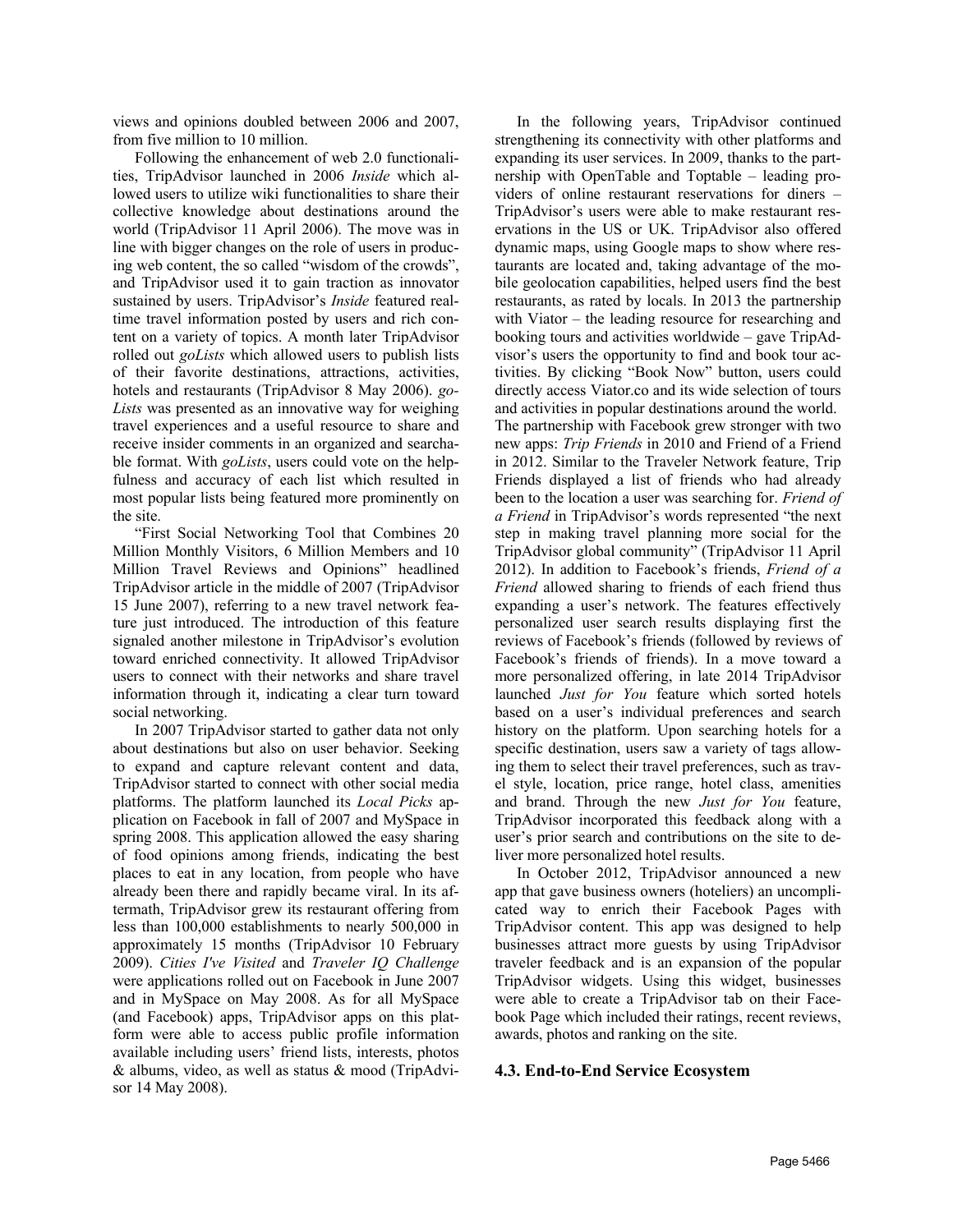views and opinions doubled between 2006 and 2007, from five million to 10 million.

Following the enhancement of web 2.0 functionalities, TripAdvisor launched in 2006 *Inside* which allowed users to utilize wiki functionalities to share their collective knowledge about destinations around the world (TripAdvisor 11 April 2006). The move was in line with bigger changes on the role of users in producing web content, the so called "wisdom of the crowds", and TripAdvisor used it to gain traction as innovator sustained by users. TripAdvisor's *Inside* featured real-time travel information posted by users and rich content on a variety of topics. A month later TripAdvisor rolled out *goLists* which allowed users to publish lists of their favorite destinations, attractions, activities, hotels and restaurants (TripAdvisor 8 May 2006). *goLists* was presented as an innovative way for weighing travel experiences and a useful resource to share and receive insider comments in an organized and searchable format. With *goLists*, users could vote on the helpfulness and accuracy of each list which resulted in most popular lists being featured more prominently on the site.

"First Social Networking Tool that Combines 20 Million Monthly Visitors, 6 Million Members and 10 Million Travel Reviews and Opinions" headlined TripAdvisor article in the middle of 2007 (TripAdvisor 15 June 2007), referring to a new travel network feature just introduced. The introduction of this feature signaled another milestone in TripAdvisor's evolution toward enriched connectivity. It allowed TripAdvisor users to connect with their networks and share travel information through it, indicating a clear turn toward social networking.

In 2007 TripAdvisor started to gather data not only about destinations but also on user behavior. Seeking to expand and capture relevant content and data, TripAdvisor started to connect with other social media platforms. The platform launched its *Local Picks* application on Facebook in fall of 2007 and MySpace in spring 2008. This application allowed the easy sharing of food opinions among friends, indicating the best places to eat in any location, from people who have already been there and rapidly became viral. In its aftermath, TripAdvisor grew its restaurant offering from less than 100,000 establishments to nearly 500,000 in approximately 15 months (TripAdvisor 10 February 2009). *Cities I've Visited* and *Traveler IQ Challenge* were applications rolled out on Facebook in June 2007 and in MySpace on May 2008. As for all MySpace (and Facebook) apps, TripAdvisor apps on this platform were able to access public profile information available including users' friend lists, interests, photos & albums, video, as well as status & mood (TripAdvisor 14 May 2008).

In the following years, TripAdvisor continued strengthening its connectivity with other platforms and expanding its user services. In 2009, thanks to the partnership with OpenTable and Toptable – leading providers of online restaurant reservations for diners – TripAdvisor's users were able to make restaurant reservations in the US or UK. TripAdvisor also offered dynamic maps, using Google maps to show where restaurants are located and, taking advantage of the mobile geolocation capabilities, helped users find the best restaurants, as rated by locals. In 2013 the partnership with Viator – the leading resource for researching and booking tours and activities worldwide – gave TripAdvisor's users the opportunity to find and book tour activities. By clicking "Book Now" button, users could directly access Viator.co and its wide selection of tours and activities in popular destinations around the world. The partnership with Facebook grew stronger with two new apps: *Trip Friends* in 2010 and Friend of a Friend in 2012. Similar to the Traveler Network feature, Trip Friends displayed a list of friends who had already been to the location a user was searching for. *Friend of a Friend* in TripAdvisor's words represented "the next step in making travel planning more social for the TripAdvisor global community" (TripAdvisor 11 April 2012). In addition to Facebook's friends, *Friend of a Friend* allowed sharing to friends of each friend thus expanding a user's network. The features effectively personalized user search results displaying first the reviews of Facebook's friends (followed by reviews of Facebook's friends of friends). In a move toward a more personalized offering, in late 2014 TripAdvisor launched *Just for You* feature which sorted hotels based on a user's individual preferences and search history on the platform. Upon searching hotels for a specific destination, users saw a variety of tags allowing them to select their travel preferences, such as travel style, location, price range, hotel class, amenities and brand. Through the new *Just for You* feature, TripAdvisor incorporated this feedback along with a user's prior search and contributions on the site to deliver more personalized hotel results.

In October 2012, TripAdvisor announced a new app that gave business owners (hoteliers) an uncomplicated way to enrich their Facebook Pages with TripAdvisor content. This app was designed to help businesses attract more guests by using TripAdvisor traveler feedback and is an expansion of the popular TripAdvisor widgets. Using this widget, businesses were able to create a TripAdvisor tab on their Facebook Page which included their ratings, recent reviews, awards, photos and ranking on the site.

### 4.3. End-to-End Service Ecosystem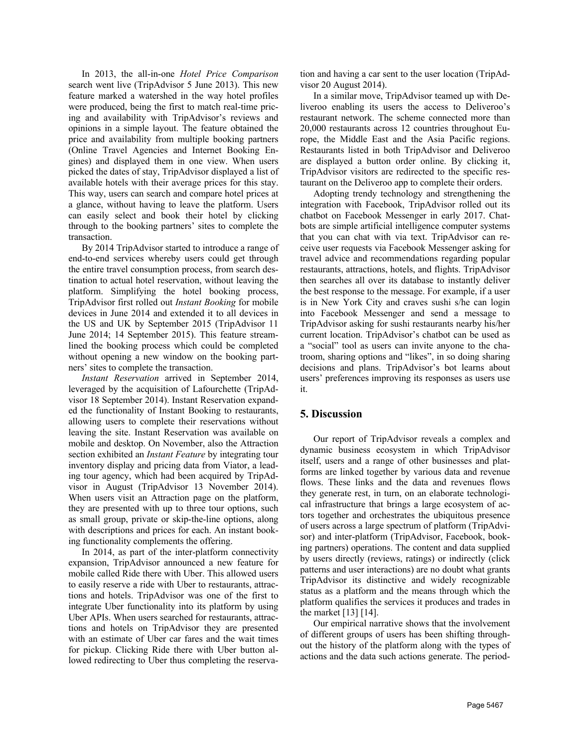In 2013, the all-in-one *Hotel Price Comparison* search went live (TripAdvisor 5 June 2013). This new feature marked a watershed in the way hotel profiles were produced, being the first to match real-time pricing and availability with TripAdvisor's reviews and opinions in a simple layout. The feature obtained the price and availability from multiple booking partners (Online Travel Agencies and Internet Booking Engines) and displayed them in one view. When users picked the dates of stay, TripAdvisor displayed a list of available hotels with their average prices for this stay. This way, users can search and compare hotel prices at a glance, without having to leave the platform. Users can easily select and book their hotel by clicking through to the booking partners' sites to complete the transaction.

By 2014 TripAdvisor started to introduce a range of end-to-end services whereby users could get through the entire travel consumption process, from search destination to actual hotel reservation, without leaving the platform. Simplifying the hotel booking process, TripAdvisor first rolled out *Instant Booking* for mobile devices in June 2014 and extended it to all devices in the US and UK by September 2015 (TripAdvisor 11 June 2014; 14 September 2015). This feature streamlined the booking process which could be completed without opening a new window on the booking partners' sites to complete the transaction.

*Instant Reservation* arrived in September 2014, leveraged by the acquisition of Lafourchette (TripAdvisor 18 September 2014). Instant Reservation expanded the functionality of Instant Booking to restaurants, allowing users to complete their reservations without leaving the site. Instant Reservation was available on mobile and desktop. On November, also the Attraction section exhibited an *Instant Feature* by integrating tour inventory display and pricing data from Viator, a leading tour agency, which had been acquired by TripAdvisor in August (TripAdvisor 13 November 2014). When users visit an Attraction page on the platform, they are presented with up to three tour options, such as small group, private or skip-the-line options, along with descriptions and prices for each. An instant booking functionality complements the offering.

In 2014, as part of the inter-platform connectivity expansion, TripAdvisor announced a new feature for mobile called Ride there with Uber. This allowed users to easily reserve a ride with Uber to restaurants, attractions and hotels. TripAdvisor was one of the first to integrate Uber functionality into its platform by using Uber APIs. When users searched for restaurants, attractions and hotels on TripAdvisor they are presented with an estimate of Uber car fares and the wait times for pickup. Clicking Ride there with Uber button allowed redirecting to Uber thus completing the reservation and having a car sent to the user location (TripAdvisor 20 August 2014).

In a similar move, TripAdvisor teamed up with Deliveroo enabling its users the access to Deliveroo's restaurant network. The scheme connected more than 20,000 restaurants across 12 countries throughout Europe, the Middle East and the Asia Pacific regions. Restaurants listed in both TripAdvisor and Deliveroo are displayed a button order online. By clicking it, TripAdvisor visitors are redirected to the specific restaurant on the Deliveroo app to complete their orders.

Adopting trendy technology and strengthening the integration with Facebook, TripAdvisor rolled out its chatbot on Facebook Messenger in early 2017. Chatbots are simple artificial intelligence computer systems that you can chat with via text. TripAdvisor can receive user requests via Facebook Messenger asking for travel advice and recommendations regarding popular restaurants, attractions, hotels, and flights. TripAdvisor then searches all over its database to instantly deliver the best response to the message. For example, if a user is in New York City and craves sushi s/he can login into Facebook Messenger and send a message to TripAdvisor asking for sushi restaurants nearby his/her current location. TripAdvisor's chatbot can be used as a "social" tool as users can invite anyone to the chatroom, sharing options and "likes", in so doing sharing decisions and plans. TripAdvisor's bot learns about users' preferences improving its responses as users use it.

## 5. Discussion

Our report of TripAdvisor reveals a complex and dynamic business ecosystem in which TripAdvisor itself, users and a range of other businesses and platforms are linked together by various data and revenue flows. These links and the data and revenues flows they generate rest, in turn, on an elaborate technological infrastructure that brings a large ecosystem of actors together and orchestrates the ubiquitous presence of users across a large spectrum of platform (TripAdvisor) and inter-platform (TripAdvisor, Facebook, booking partners) operations. The content and data supplied by users directly (reviews, ratings) or indirectly (click patterns and user interactions) are no doubt what grants TripAdvisor its distinctive and widely recognizable status as a platform and the means through which the platform qualifies the services it produces and trades in the market [13] [14].

Our empirical narrative shows that the involvement of different groups of users has been shifting throughout the history of the platform along with the types of actions and the data such actions generate. The period-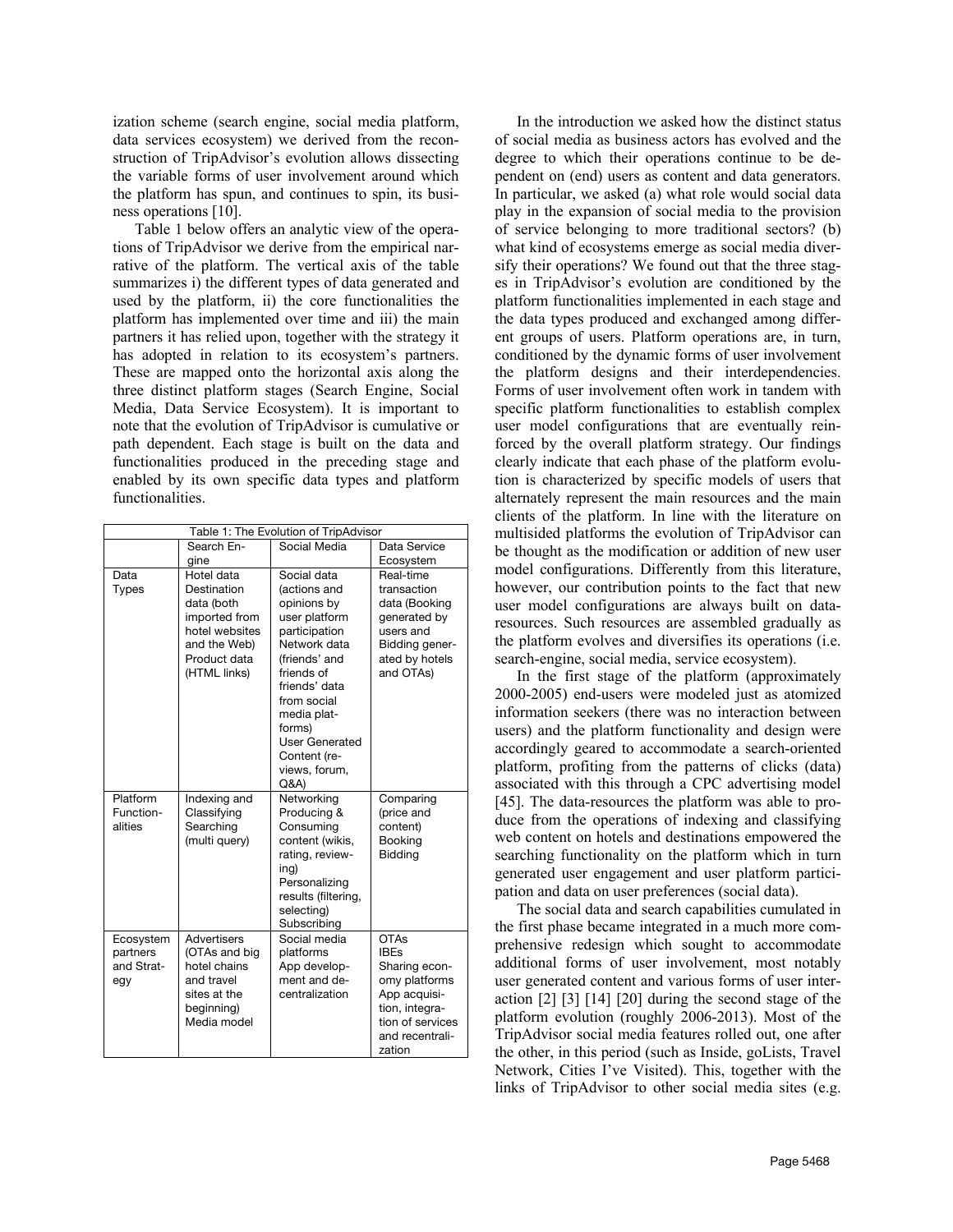ization scheme (search engine, social media platform, data services ecosystem) we derived from the reconstruction of TripAdvisor's evolution allows dissecting the variable forms of user involvement around which the platform has spun, and continues to spin, its business operations [10].

Table 1 below offers an analytic view of the operations of TripAdvisor we derive from the empirical narrative of the platform. The vertical axis of the table summarizes i) the different types of data generated and used by the platform, ii) the core functionalities the platform has implemented over time and iii) the main partners it has relied upon, together with the strategy it has adopted in relation to its ecosystem's partners. These are mapped onto the horizontal axis along the three distinct platform stages (Search Engine, Social Media, Data Service Ecosystem). It is important to note that the evolution of TripAdvisor is cumulative or path dependent. Each stage is built on the data and functionalities produced in the preceding stage and enabled by its own specific data types and platform functionalities.

Table 1: The Evolution of TripAdvisor

| | Search Engine | Social Media | Data Service Ecosystem |
|---|---|---|---|
| Data Types | Hotel data<br>Destination data (both imported from hotel websites and the Web)<br>Product data (HTML links) | Social data (actions and opinions by user platform participation<br>Network data (friends' and friends of friends' data from social media platforms)<br>User Generated Content (reviews, forum, Q&A) | Real-time transaction data (Booking generated by users and Bidding generated by hotels and OTAs) |
| Platform Functionalities | Indexing and Classifying<br>Searching (multi query) | Networking<br>Producing & Consuming content (wikis, rating, reviewing)<br>Personalizing results (filtering, selecting)<br>Subscribing | Comparing (price and content)<br>Booking<br>Bidding |
| Ecosystem partners and Strategy | Advertisers (OTAs and big hotel chains and travel sites at the beginning)<br>Media model | Social media platforms<br>App development and decentralization | OTAs<br>IBEs<br>Sharing economy platforms<br>App acquisition, integration of services and recentralization |

In the introduction we asked how the distinct status of social media as business actors has evolved and the degree to which their operations continue to be dependent on (end) users as content and data generators. In particular, we asked (a) what role would social data play in the expansion of social media to the provision of service belonging to more traditional sectors? (b) what kind of ecosystems emerge as social media diversify their operations? We found out that the three stages in TripAdvisor's evolution are conditioned by the platform functionalities implemented in each stage and the data types produced and exchanged among different groups of users. Platform operations are, in turn, conditioned by the dynamic forms of user involvement the platform designs and their interdependencies. Forms of user involvement often work in tandem with specific platform functionalities to establish complex user model configurations that are eventually reinforced by the overall platform strategy. Our findings clearly indicate that each phase of the platform evolution is characterized by specific models of users that alternately represent the main resources and the main clients of the platform. In line with the literature on multisided platforms the evolution of TripAdvisor can be thought as the modification or addition of new user model configurations. Differently from this literature, however, our contribution points to the fact that new user model configurations are always built on data-resources. Such resources are assembled gradually as the platform evolves and diversifies its operations (i.e. search-engine, social media, service ecosystem).

In the first stage of the platform (approximately 2000-2005) end-users were modeled just as atomized information seekers (there was no interaction between users) and the platform functionality and design were accordingly geared to accommodate a search-oriented platform, profiting from the patterns of clicks (data) associated with this through a CPC advertising model [45]. The data-resources the platform was able to produce from the operations of indexing and classifying web content on hotels and destinations empowered the searching functionality on the platform which in turn generated user engagement and user platform participation and data on user preferences (social data).

The social data and search capabilities cumulated in the first phase became integrated in a much more comprehensive redesign which sought to accommodate additional forms of user involvement, most notably user generated content and various forms of user interaction [2] [3] [14] [20] during the second stage of the platform evolution (roughly 2006-2013). Most of the TripAdvisor social media features rolled out, one after the other, in this period (such as Inside, goLists, Travel Network, Cities I've Visited). This, together with the links of TripAdvisor to other social media sites (e.g.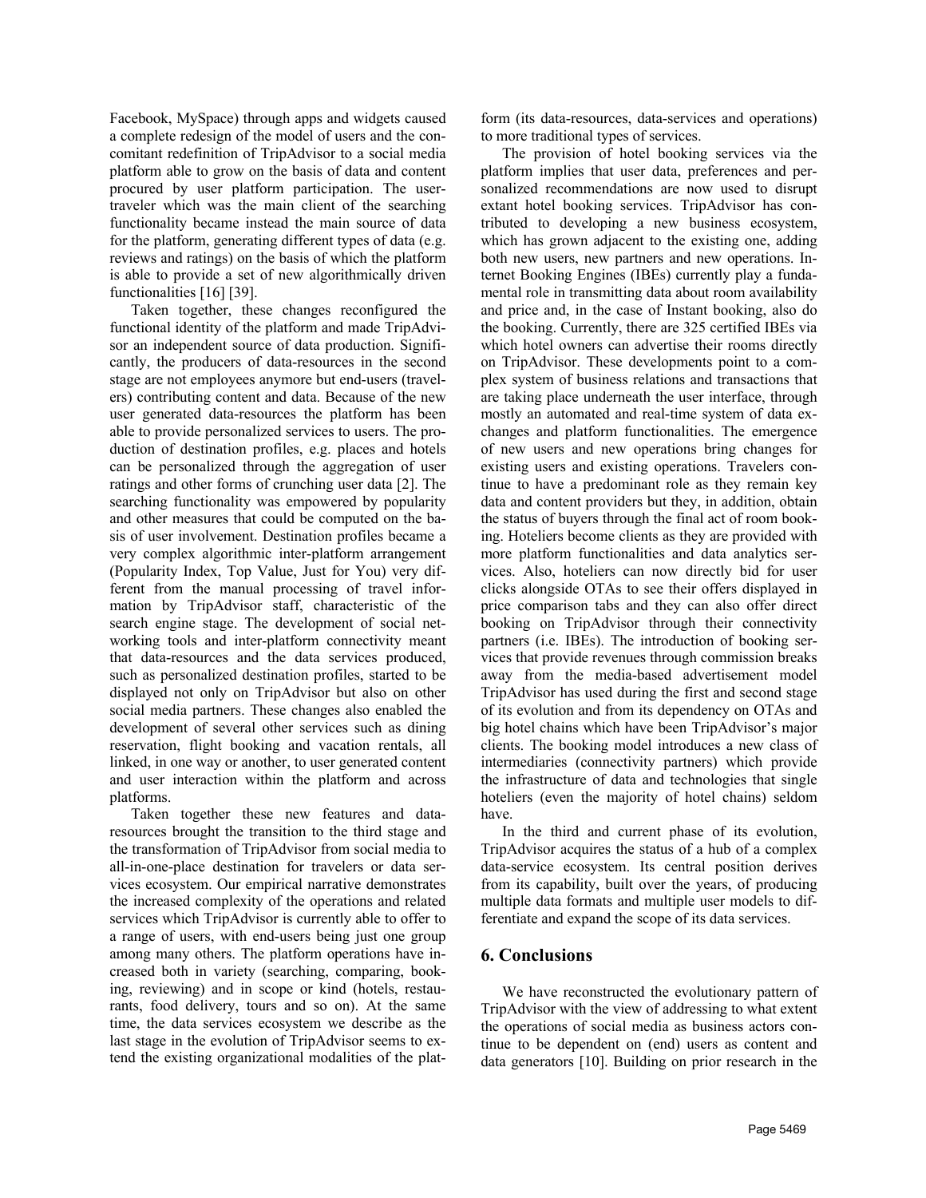Facebook, MySpace) through apps and widgets caused a complete redesign of the model of users and the concomitant redefinition of TripAdvisor to a social media platform able to grow on the basis of data and content procured by user platform participation. The user-traveler which was the main client of the searching functionality became instead the main source of data for the platform, generating different types of data (e.g. reviews and ratings) on the basis of which the platform is able to provide a set of new algorithmically driven functionalities [16] [39].

Taken together, these changes reconfigured the functional identity of the platform and made TripAdvisor an independent source of data production. Significantly, the producers of data-resources in the second stage are not employees anymore but end-users (travelers) contributing content and data. Because of the new user generated data-resources the platform has been able to provide personalized services to users. The production of destination profiles, e.g. places and hotels can be personalized through the aggregation of user ratings and other forms of crunching user data [2]. The searching functionality was empowered by popularity and other measures that could be computed on the basis of user involvement. Destination profiles became a very complex algorithmic inter-platform arrangement (Popularity Index, Top Value, Just for You) very different from the manual processing of travel information by TripAdvisor staff, characteristic of the search engine stage. The development of social networking tools and inter-platform connectivity meant that data-resources and the data services produced, such as personalized destination profiles, started to be displayed not only on TripAdvisor but also on other social media partners. These changes also enabled the development of several other services such as dining reservation, flight booking and vacation rentals, all linked, in one way or another, to user generated content and user interaction within the platform and across platforms.

Taken together these new features and data-resources brought the transition to the third stage and the transformation of TripAdvisor from social media to all-in-one-place destination for travelers or data services ecosystem. Our empirical narrative demonstrates the increased complexity of the operations and related services which TripAdvisor is currently able to offer to a range of users, with end-users being just one group among many others. The platform operations have increased both in variety (searching, comparing, booking, reviewing) and in scope or kind (hotels, restaurants, food delivery, tours and so on). At the same time, the data services ecosystem we describe as the last stage in the evolution of TripAdvisor seems to extend the existing organizational modalities of the platform (its data-resources, data-services and operations) to more traditional types of services.

The provision of hotel booking services via the platform implies that user data, preferences and personalized recommendations are now used to disrupt extant hotel booking services. TripAdvisor has contributed to developing a new business ecosystem, which has grown adjacent to the existing one, adding both new users, new partners and new operations. Internet Booking Engines (IBEs) currently play a fundamental role in transmitting data about room availability and price and, in the case of Instant booking, also do the booking. Currently, there are 325 certified IBEs via which hotel owners can advertise their rooms directly on TripAdvisor. These developments point to a complex system of business relations and transactions that are taking place underneath the user interface, through mostly an automated and real-time system of data exchanges and platform functionalities. The emergence of new users and new operations bring changes for existing users and existing operations. Travelers continue to have a predominant role as they remain key data and content providers but they, in addition, obtain the status of buyers through the final act of room booking. Hoteliers become clients as they are provided with more platform functionalities and data analytics services. Also, hoteliers can now directly bid for user clicks alongside OTAs to see their offers displayed in price comparison tabs and they can also offer direct booking on TripAdvisor through their connectivity partners (i.e. IBEs). The introduction of booking services that provide revenues through commission breaks away from the media-based advertisement model TripAdvisor has used during the first and second stage of its evolution and from its dependency on OTAs and big hotel chains which have been TripAdvisor's major clients. The booking model introduces a new class of intermediaries (connectivity partners) which provide the infrastructure of data and technologies that single hoteliers (even the majority of hotel chains) seldom have.

In the third and current phase of its evolution, TripAdvisor acquires the status of a hub of a complex data-service ecosystem. Its central position derives from its capability, built over the years, of producing multiple data formats and multiple user models to differentiate and expand the scope of its data services.

## 6. Conclusions

We have reconstructed the evolutionary pattern of TripAdvisor with the view of addressing to what extent the operations of social media as business actors continue to be dependent on (end) users as content and data generators [10]. Building on prior research in the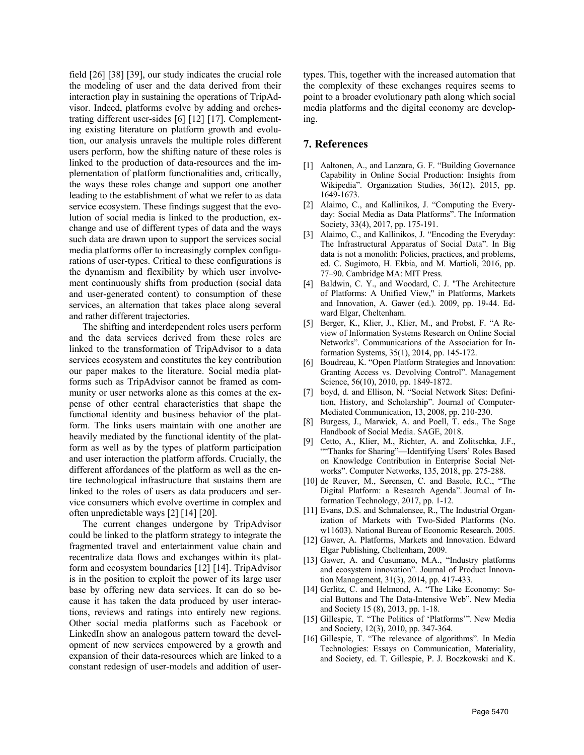field [26] [38] [39], our study indicates the crucial role the modeling of user and the data derived from their interaction play in sustaining the operations of TripAdvisor. Indeed, platforms evolve by adding and orchestrating different user-sides [6] [12] [17]. Complementing existing literature on platform growth and evolution, our analysis unravels the multiple roles different users perform, how the shifting nature of these roles is linked to the production of data-resources and the implementation of platform functionalities and, critically, the ways these roles change and support one another leading to the establishment of what we refer to as data service ecosystem. These findings suggest that the evolution of social media is linked to the production, exchange and use of different types of data and the ways such data are drawn upon to support the services social media platforms offer to increasingly complex configurations of user-types. Critical to these configurations is the dynamism and flexibility by which user involvement continuously shifts from production (social data and user-generated content) to consumption of these services, an alternation that takes place along several and rather different trajectories.

The shifting and interdependent roles users perform and the data services derived from these roles are linked to the transformation of TripAdvisor to a data services ecosystem and constitutes the key contribution our paper makes to the literature. Social media platforms such as TripAdvisor cannot be framed as community or user networks alone as this comes at the expense of other central characteristics that shape the functional identity and business behavior of the platform. The links users maintain with one another are heavily mediated by the functional identity of the platform as well as by the types of platform participation and user interaction the platform affords. Crucially, the different affordances of the platform as well as the entire technological infrastructure that sustains them are linked to the roles of users as data producers and service consumers which evolve overtime in complex and often unpredictable ways [2] [14] [20].

The current changes undergone by TripAdvisor could be linked to the platform strategy to integrate the fragmented travel and entertainment value chain and recentralize data flows and exchanges within its platform and ecosystem boundaries [12] [14]. TripAdvisor is in the position to exploit the power of its large user base by offering new data services. It can do so because it has taken the data produced by user interactions, reviews and ratings into entirely new regions. Other social media platforms such as Facebook or LinkedIn show an analogous pattern toward the development of new services empowered by a growth and expansion of their data-resources which are linked to a constant redesign of user-models and addition of user-types. This, together with the increased automation that the complexity of these exchanges requires seems to point to a broader evolutionary path along which social media platforms and the digital economy are developing.

## 7. References

[1] Aaltonen, A., and Lanzara, G. F. "Building Governance Capability in Online Social Production: Insights from Wikipedia". Organization Studies, 36(12), 2015, pp. 1649-1673.

[2] Alaimo, C., and Kallinikos, J. "Computing the Everyday: Social Media as Data Platforms". The Information Society, 33(4), 2017, pp. 175-191.

[3] Alaimo, C., and Kallinikos, J. "Encoding the Everyday: The Infrastructural Apparatus of Social Data". In Big data is not a monolith: Policies, practices, and problems, ed. C. Sugimoto, H. Ekbia, and M. Mattioli, 2016, pp. 77–90. Cambridge MA: MIT Press.

[4] Baldwin, C. Y., and Woodard, C. J. "The Architecture of Platforms: A Unified View," in Platforms, Markets and Innovation, A. Gawer (ed.). 2009, pp. 19-44. Edward Elgar, Cheltenham.

[5] Berger, K., Klier, J., Klier, M., and Probst, F. "A Review of Information Systems Research on Online Social Networks". Communications of the Association for Information Systems, 35(1), 2014, pp. 145-172.

[6] Boudreau, K. "Open Platform Strategies and Innovation: Granting Access vs. Devolving Control". Management Science, 56(10), 2010, pp. 1849-1872.

[7] boyd, d. and Ellison, N. "Social Network Sites: Definition, History, and Scholarship". Journal of Computer-Mediated Communication, 13, 2008, pp. 210-230.

[8] Burgess, J., Marwick, A. and Poell, T. eds., The Sage Handbook of Social Media. SAGE, 2018.

[9] Cetto, A., Klier, M., Richter, A. and Zolitschka, J.F., ""Thanks for Sharing"—Identifying Users' Roles Based on Knowledge Contribution in Enterprise Social Networks". Computer Networks, 135, 2018, pp. 275-288.

[10] de Reuver, M., Sørensen, C. and Basole, R.C., "The Digital Platform: a Research Agenda". Journal of Information Technology, 2017, pp. 1-12.

[11] Evans, D.S. and Schmalensee, R., The Industrial Organization of Markets with Two-Sided Platforms (No. w11603). National Bureau of Economic Research. 2005.

[12] Gawer, A. Platforms, Markets and Innovation. Edward Elgar Publishing, Cheltenham, 2009.

[13] Gawer, A. and Cusumano, M.A., "Industry platforms and ecosystem innovation". Journal of Product Innovation Management, 31(3), 2014, pp. 417-433.

[14] Gerlitz, C. and Helmond, A. "The Like Economy: Social Buttons and The Data-Intensive Web". New Media and Society 15 (8), 2013, pp. 1-18.

[15] Gillespie, T. "The Politics of 'Platforms'". New Media and Society, 12(3), 2010, pp. 347-364.

[16] Gillespie, T. "The relevance of algorithms". In Media Technologies: Essays on Communication, Materiality, and Society, ed. T. Gillespie, P. J. Boczkowski and K.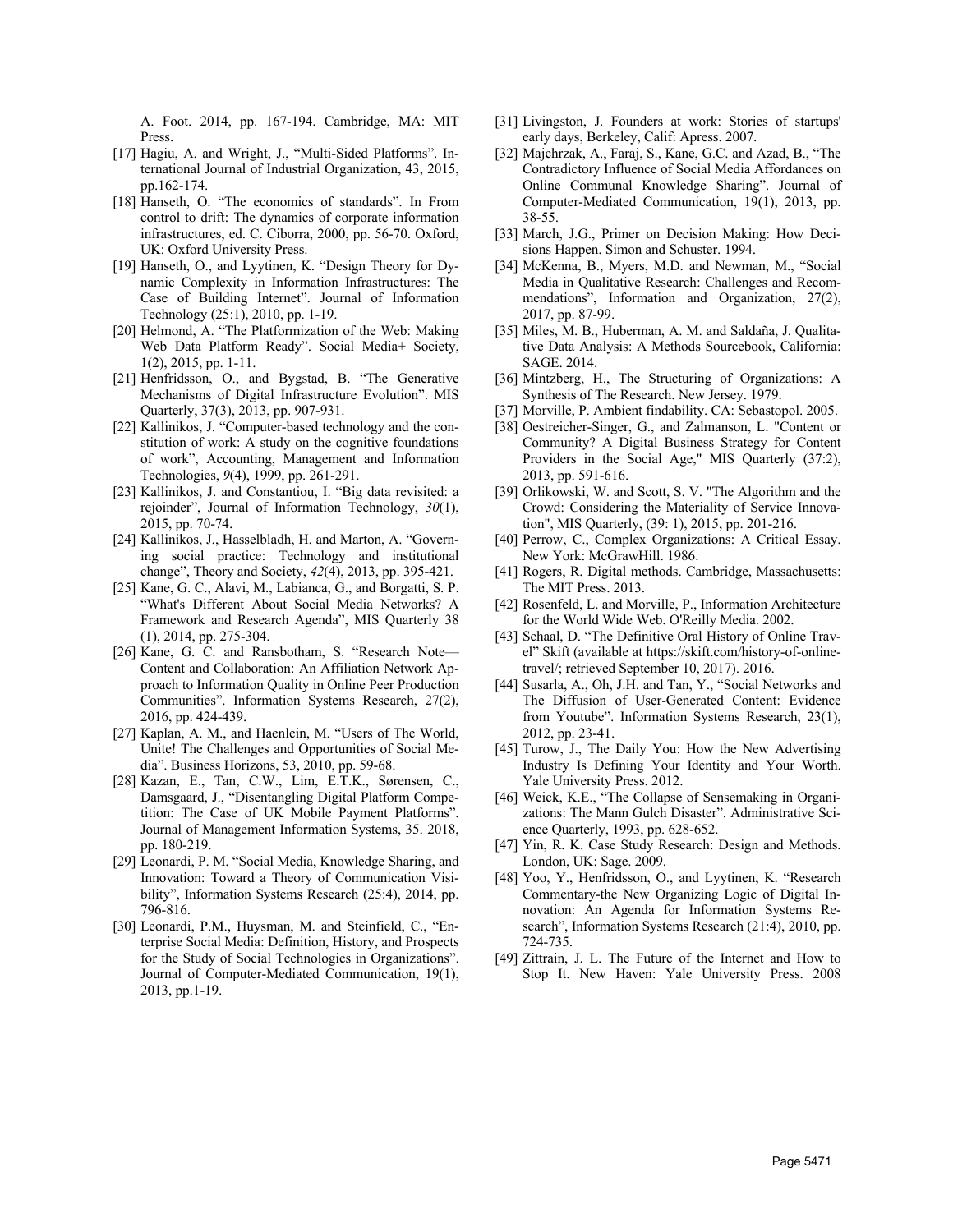A. Foot. 2014, pp. 167-194. Cambridge, MA: MIT Press.

[17] Hagiu, A. and Wright, J., "Multi-Sided Platforms". International Journal of Industrial Organization, 43, 2015, pp.162-174.

[18] Hanseth, O. "The economics of standards". In From control to drift: The dynamics of corporate information infrastructures, ed. C. Ciborra, 2000, pp. 56-70. Oxford, UK: Oxford University Press.

[19] Hanseth, O., and Lyytinen, K. "Design Theory for Dynamic Complexity in Information Infrastructures: The Case of Building Internet". Journal of Information Technology (25:1), 2010, pp. 1-19.

[20] Helmond, A. "The Platformization of the Web: Making Web Data Platform Ready". Social Media+ Society, 1(2), 2015, pp. 1-11.

[21] Henfridsson, O., and Bygstad, B. "The Generative Mechanisms of Digital Infrastructure Evolution". MIS Quarterly, 37(3), 2013, pp. 907-931.

[22] Kallinikos, J. "Computer-based technology and the constitution of work: A study on the cognitive foundations of work", Accounting, Management and Information Technologies, *9*(4), 1999, pp. 261-291.

[23] Kallinikos, J. and Constantiou, I. "Big data revisited: a rejoinder", Journal of Information Technology, *30*(1), 2015, pp. 70-74.

[24] Kallinikos, J., Hasselbladh, H. and Marton, A. "Governing social practice: Technology and institutional change", Theory and Society, *42*(4), 2013, pp. 395-421.

[25] Kane, G. C., Alavi, M., Labianca, G., and Borgatti, S. P. "What's Different About Social Media Networks? A Framework and Research Agenda", MIS Quarterly 38 (1), 2014, pp. 275-304.

[26] Kane, G. C. and Ransbotham, S. "Research Note—Content and Collaboration: An Affiliation Network Approach to Information Quality in Online Peer Production Communities". Information Systems Research, 27(2), 2016, pp. 424-439.

[27] Kaplan, A. M., and Haenlein, M. "Users of The World, Unite! The Challenges and Opportunities of Social Media". Business Horizons, 53, 2010, pp. 59-68.

[28] Kazan, E., Tan, C.W., Lim, E.T.K., Sørensen, C., Damsgaard, J., "Disentangling Digital Platform Competition: The Case of UK Mobile Payment Platforms". Journal of Management Information Systems, 35. 2018, pp. 180-219.

[29] Leonardi, P. M. "Social Media, Knowledge Sharing, and Innovation: Toward a Theory of Communication Visibility", Information Systems Research (25:4), 2014, pp. 796-816.

[30] Leonardi, P.M., Huysman, M. and Steinfield, C., "Enterprise Social Media: Definition, History, and Prospects for the Study of Social Technologies in Organizations". Journal of Computer-Mediated Communication, 19(1), 2013, pp.1-19.

[31] Livingston, J. Founders at work: Stories of startups' early days, Berkeley, Calif: Apress. 2007.

[32] Majchrzak, A., Faraj, S., Kane, G.C. and Azad, B., "The Contradictory Influence of Social Media Affordances on Online Communal Knowledge Sharing". Journal of Computer-Mediated Communication, 19(1), 2013, pp. 38-55.

[33] March, J.G., Primer on Decision Making: How Decisions Happen. Simon and Schuster. 1994.

[34] McKenna, B., Myers, M.D. and Newman, M., "Social Media in Qualitative Research: Challenges and Recommendations", Information and Organization, 27(2), 2017, pp. 87-99.

[35] Miles, M. B., Huberman, A. M. and Saldaña, J. Qualitative Data Analysis: A Methods Sourcebook, California: SAGE. 2014.

[36] Mintzberg, H., The Structuring of Organizations: A Synthesis of The Research. New Jersey. 1979.

[37] Morville, P. Ambient findability. CA: Sebastopol. 2005.

[38] Oestreicher-Singer, G., and Zalmanson, L. "Content or Community? A Digital Business Strategy for Content Providers in the Social Age," MIS Quarterly (37:2), 2013, pp. 591-616.

[39] Orlikowski, W. and Scott, S. V. "The Algorithm and the Crowd: Considering the Materiality of Service Innovation", MIS Quarterly, (39: 1), 2015, pp. 201-216.

[40] Perrow, C., Complex Organizations: A Critical Essay. New York: McGrawHill. 1986.

[41] Rogers, R. Digital methods. Cambridge, Massachusetts: The MIT Press. 2013.

[42] Rosenfeld, L. and Morville, P., Information Architecture for the World Wide Web. O'Reilly Media. 2002.

[43] Schaal, D. "The Definitive Oral History of Online Travel" Skift (available at https://skift.com/history-of-online-travel/; retrieved September 10, 2017). 2016.

[44] Susarla, A., Oh, J.H. and Tan, Y., "Social Networks and The Diffusion of User-Generated Content: Evidence from Youtube". Information Systems Research, 23(1), 2012, pp. 23-41.

[45] Turow, J., The Daily You: How the New Advertising Industry Is Defining Your Identity and Your Worth. Yale University Press. 2012.

[46] Weick, K.E., "The Collapse of Sensemaking in Organizations: The Mann Gulch Disaster". Administrative Science Quarterly, 1993, pp. 628-652.

[47] Yin, R. K. Case Study Research: Design and Methods. London, UK: Sage. 2009.

[48] Yoo, Y., Henfridsson, O., and Lyytinen, K. "Research Commentary-the New Organizing Logic of Digital Innovation: An Agenda for Information Systems Research", Information Systems Research (21:4), 2010, pp. 724-735.

[49] Zittrain, J. L. The Future of the Internet and How to Stop It. New Haven: Yale University Press. 2008